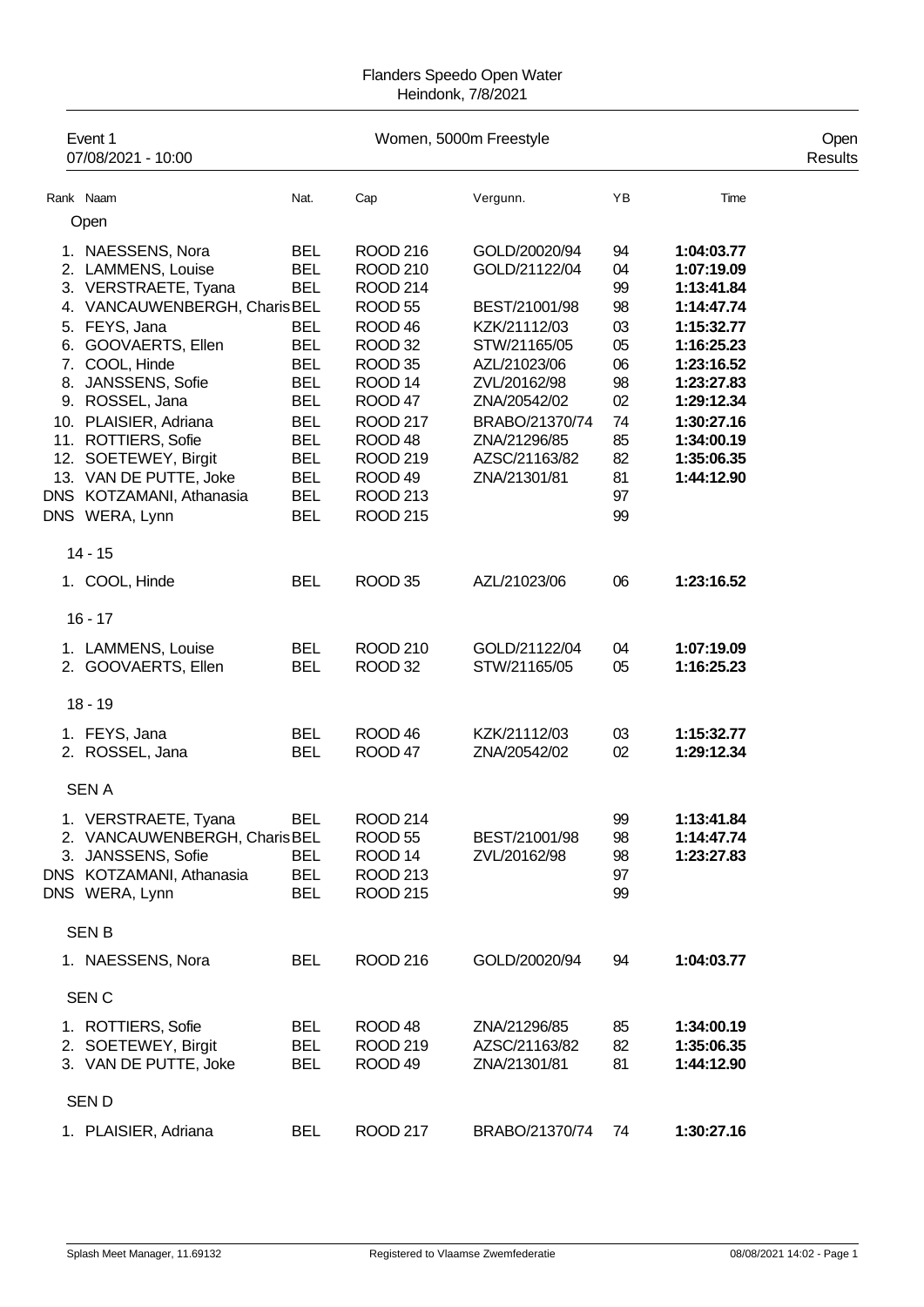Flanders Speedo Open Water
Heindonk, 7/8/2021

Event 1
07/08/2021 - 10:00

Women, 5000m Freestyle

Open
Results

| Rank | Naam | Nat. | Cap | Vergunn. | YB | Time |
|---|---|---|---|---|---|---|
| **Open** | | | | | | |
| 1. | NAESSENS, Nora | BEL | ROOD 216 | GOLD/20020/94 | 94 | **1:04:03.77** |
| 2. | LAMMENS, Louise | BEL | ROOD 210 | GOLD/21122/04 | 04 | **1:07:19.09** |
| 3. | VERSTRAETE, Tyana | BEL | ROOD 214 | | 99 | **1:13:41.84** |
| 4. | VANCAUWENBERGH, Charis | BEL | ROOD 55 | BEST/21001/98 | 98 | **1:14:47.74** |
| 5. | FEYS, Jana | BEL | ROOD 46 | KZK/21112/03 | 03 | **1:15:32.77** |
| 6. | GOOVAERTS, Ellen | BEL | ROOD 32 | STW/21165/05 | 05 | **1:16:25.23** |
| 7. | COOL, Hinde | BEL | ROOD 35 | AZL/21023/06 | 06 | **1:23:16.52** |
| 8. | JANSSENS, Sofie | BEL | ROOD 14 | ZVL/20162/98 | 98 | **1:23:27.83** |
| 9. | ROSSEL, Jana | BEL | ROOD 47 | ZNA/20542/02 | 02 | **1:29:12.34** |
| 10. | PLAISIER, Adriana | BEL | ROOD 217 | BRABO/21370/74 | 74 | **1:30:27.16** |
| 11. | ROTTIERS, Sofie | BEL | ROOD 48 | ZNA/21296/85 | 85 | **1:34:00.19** |
| 12. | SOETEWEY, Birgit | BEL | ROOD 219 | AZSC/21163/82 | 82 | **1:35:06.35** |
| 13. | VAN DE PUTTE, Joke | BEL | ROOD 49 | ZNA/21301/81 | 81 | **1:44:12.90** |
| DNS | KOTZAMANI, Athanasia | BEL | ROOD 213 | | 97 | |
| DNS | WERA, Lynn | BEL | ROOD 215 | | 99 | |
| **14 - 15** | | | | | | |
| 1. | COOL, Hinde | BEL | ROOD 35 | AZL/21023/06 | 06 | **1:23:16.52** |
| **16 - 17** | | | | | | |
| 1. | LAMMENS, Louise | BEL | ROOD 210 | GOLD/21122/04 | 04 | **1:07:19.09** |
| 2. | GOOVAERTS, Ellen | BEL | ROOD 32 | STW/21165/05 | 05 | **1:16:25.23** |
| **18 - 19** | | | | | | |
| 1. | FEYS, Jana | BEL | ROOD 46 | KZK/21112/03 | 03 | **1:15:32.77** |
| 2. | ROSSEL, Jana | BEL | ROOD 47 | ZNA/20542/02 | 02 | **1:29:12.34** |
| **SEN A** | | | | | | |
| 1. | VERSTRAETE, Tyana | BEL | ROOD 214 | | 99 | **1:13:41.84** |
| 2. | VANCAUWENBERGH, Charis | BEL | ROOD 55 | BEST/21001/98 | 98 | **1:14:47.74** |
| 3. | JANSSENS, Sofie | BEL | ROOD 14 | ZVL/20162/98 | 98 | **1:23:27.83** |
| DNS | KOTZAMANI, Athanasia | BEL | ROOD 213 | | 97 | |
| DNS | WERA, Lynn | BEL | ROOD 215 | | 99 | |
| **SEN B** | | | | | | |
| 1. | NAESSENS, Nora | BEL | ROOD 216 | GOLD/20020/94 | 94 | **1:04:03.77** |
| **SEN C** | | | | | | |
| 1. | ROTTIERS, Sofie | BEL | ROOD 48 | ZNA/21296/85 | 85 | **1:34:00.19** |
| 2. | SOETEWEY, Birgit | BEL | ROOD 219 | AZSC/21163/82 | 82 | **1:35:06.35** |
| 3. | VAN DE PUTTE, Joke | BEL | ROOD 49 | ZNA/21301/81 | 81 | **1:44:12.90** |
| **SEN D** | | | | | | |
| 1. | PLAISIER, Adriana | BEL | ROOD 217 | BRABO/21370/74 | 74 | **1:30:27.16** |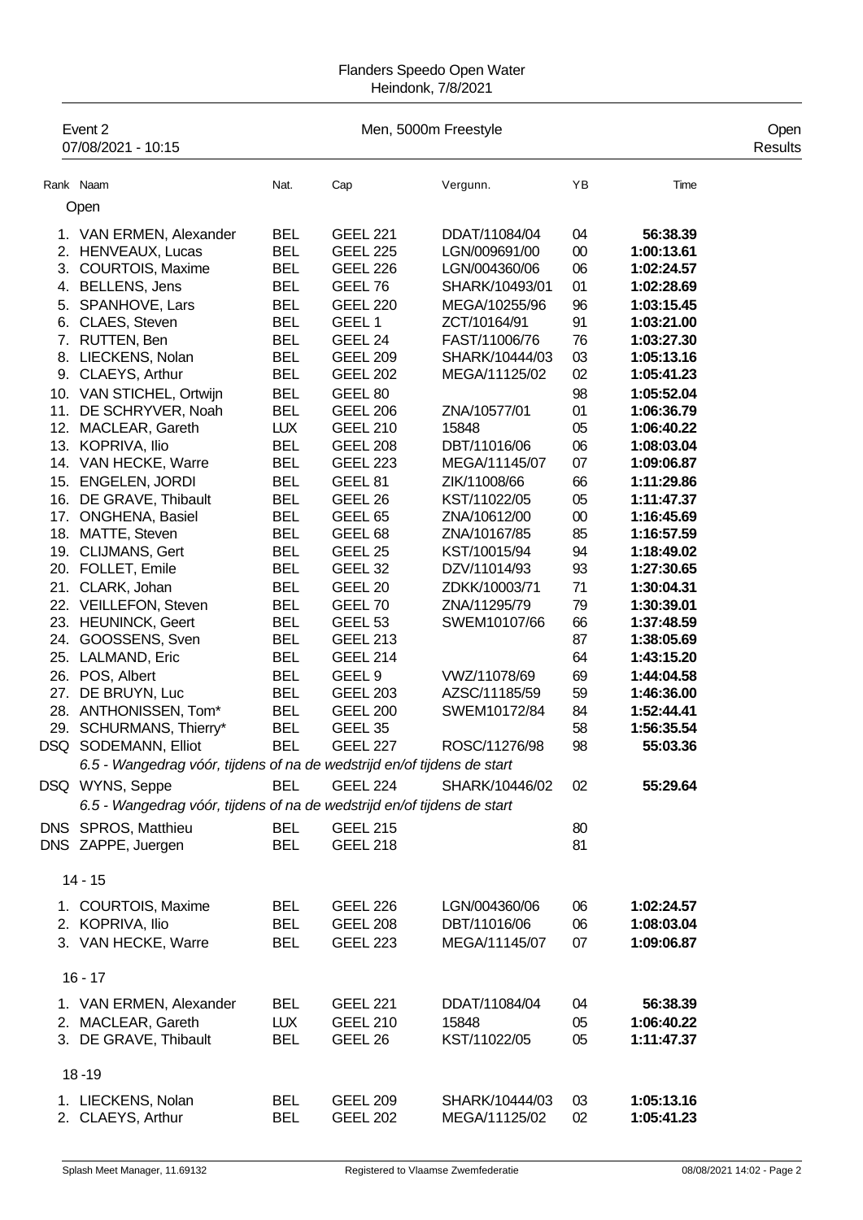Flanders Speedo Open Water
Heindonk, 7/8/2021

Event 2 — Men, 5000m Freestyle — Open
07/08/2021 - 10:15 — Results

| Rank | Naam | Nat. | Cap | Vergunn. | YB | Time |
|---|---|---|---|---|---|---|
| **Open** | | | | | | |
| 1. | VAN ERMEN, Alexander | BEL | GEEL 221 | DDAT/11084/04 | 04 | **56:38.39** |
| 2. | HENVEAUX, Lucas | BEL | GEEL 225 | LGN/009691/00 | 00 | **1:00:13.61** |
| 3. | COURTOIS, Maxime | BEL | GEEL 226 | LGN/004360/06 | 06 | **1:02:24.57** |
| 4. | BELLENS, Jens | BEL | GEEL 76 | SHARK/10493/01 | 01 | **1:02:28.69** |
| 5. | SPANHOVE, Lars | BEL | GEEL 220 | MEGA/10255/96 | 96 | **1:03:15.45** |
| 6. | CLAES, Steven | BEL | GEEL 1 | ZCT/10164/91 | 91 | **1:03:21.00** |
| 7. | RUTTEN, Ben | BEL | GEEL 24 | FAST/11006/76 | 76 | **1:03:27.30** |
| 8. | LIECKENS, Nolan | BEL | GEEL 209 | SHARK/10444/03 | 03 | **1:05:13.16** |
| 9. | CLAEYS, Arthur | BEL | GEEL 202 | MEGA/11125/02 | 02 | **1:05:41.23** |
| 10. | VAN STICHEL, Ortwijn | BEL | GEEL 80 | | 98 | **1:05:52.04** |
| 11. | DE SCHRYVER, Noah | BEL | GEEL 206 | ZNA/10577/01 | 01 | **1:06:36.79** |
| 12. | MACLEAR, Gareth | LUX | GEEL 210 | 15848 | 05 | **1:06:40.22** |
| 13. | KOPRIVA, Ilio | BEL | GEEL 208 | DBT/11016/06 | 06 | **1:08:03.04** |
| 14. | VAN HECKE, Warre | BEL | GEEL 223 | MEGA/11145/07 | 07 | **1:09:06.87** |
| 15. | ENGELEN, JORDI | BEL | GEEL 81 | ZIK/11008/66 | 66 | **1:11:29.86** |
| 16. | DE GRAVE, Thibault | BEL | GEEL 26 | KST/11022/05 | 05 | **1:11:47.37** |
| 17. | ONGHENA, Basiel | BEL | GEEL 65 | ZNA/10612/00 | 00 | **1:16:45.69** |
| 18. | MATTE, Steven | BEL | GEEL 68 | ZNA/10167/85 | 85 | **1:16:57.59** |
| 19. | CLIJMANS, Gert | BEL | GEEL 25 | KST/10015/94 | 94 | **1:18:49.02** |
| 20. | FOLLET, Emile | BEL | GEEL 32 | DZV/11014/93 | 93 | **1:27:30.65** |
| 21. | CLARK, Johan | BEL | GEEL 20 | ZDKK/10003/71 | 71 | **1:30:04.31** |
| 22. | VEILLEFON, Steven | BEL | GEEL 70 | ZNA/11295/79 | 79 | **1:30:39.01** |
| 23. | HEUNINCK, Geert | BEL | GEEL 53 | SWEM10107/66 | 66 | **1:37:48.59** |
| 24. | GOOSSENS, Sven | BEL | GEEL 213 | | 87 | **1:38:05.69** |
| 25. | LALMAND, Eric | BEL | GEEL 214 | | 64 | **1:43:15.20** |
| 26. | POS, Albert | BEL | GEEL 9 | VWZ/11078/69 | 69 | **1:44:04.58** |
| 27. | DE BRUYN, Luc | BEL | GEEL 203 | AZSC/11185/59 | 59 | **1:46:36.00** |
| 28. | ANTHONISSEN, Tom* | BEL | GEEL 200 | SWEM10172/84 | 84 | **1:52:44.41** |
| 29. | SCHURMANS, Thierry* | BEL | GEEL 35 | | 58 | **1:56:35.54** |
| DSQ | SODEMANN, Elliot | BEL | GEEL 227 | ROSC/11276/98 | 98 | **55:03.36** |
| | *6.5 - Wangedrag vóór, tijdens of na de wedstrijd en/of tijdens de start* | | | | | |
| DSQ | WYNS, Seppe | BEL | GEEL 224 | SHARK/10446/02 | 02 | **55:29.64** |
| | *6.5 - Wangedrag vóór, tijdens of na de wedstrijd en/of tijdens de start* | | | | | |
| DNS | SPROS, Matthieu | BEL | GEEL 215 | | 80 | |
| DNS | ZAPPE, Juergen | BEL | GEEL 218 | | 81 | |
| **14 - 15** | | | | | | |
| 1. | COURTOIS, Maxime | BEL | GEEL 226 | LGN/004360/06 | 06 | **1:02:24.57** |
| 2. | KOPRIVA, Ilio | BEL | GEEL 208 | DBT/11016/06 | 06 | **1:08:03.04** |
| 3. | VAN HECKE, Warre | BEL | GEEL 223 | MEGA/11145/07 | 07 | **1:09:06.87** |
| **16 - 17** | | | | | | |
| 1. | VAN ERMEN, Alexander | BEL | GEEL 221 | DDAT/11084/04 | 04 | **56:38.39** |
| 2. | MACLEAR, Gareth | LUX | GEEL 210 | 15848 | 05 | **1:06:40.22** |
| 3. | DE GRAVE, Thibault | BEL | GEEL 26 | KST/11022/05 | 05 | **1:11:47.37** |
| **18 -19** | | | | | | |
| 1. | LIECKENS, Nolan | BEL | GEEL 209 | SHARK/10444/03 | 03 | **1:05:13.16** |
| 2. | CLAEYS, Arthur | BEL | GEEL 202 | MEGA/11125/02 | 02 | **1:05:41.23** |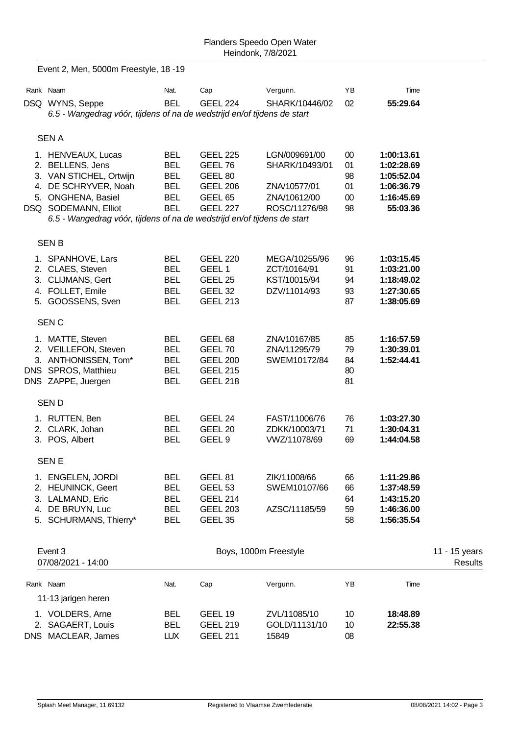Flanders Speedo Open Water
Heindonk, 7/8/2021

## Event 2, Men, 5000m Freestyle, 18 -19

| Rank | Naam | Nat. | Cap | Vergunn. | YB | Time |
|---|---|---|---|---|---|---|
| DSQ | WYNS, Seppe | BEL | GEEL 224 | SHARK/10446/02 | 02 | **55:29.64** |
| | *6.5 - Wangedrag vóór, tijdens of na de wedstrijd en/of tijdens de start* | | | | | |
| | **SEN A** | | | | | |
| 1. | HENVEAUX, Lucas | BEL | GEEL 225 | LGN/009691/00 | 00 | **1:00:13.61** |
| 2. | BELLENS, Jens | BEL | GEEL 76 | SHARK/10493/01 | 01 | **1:02:28.69** |
| 3. | VAN STICHEL, Ortwijn | BEL | GEEL 80 | | 98 | **1:05:52.04** |
| 4. | DE SCHRYVER, Noah | BEL | GEEL 206 | ZNA/10577/01 | 01 | **1:06:36.79** |
| 5. | ONGHENA, Basiel | BEL | GEEL 65 | ZNA/10612/00 | 00 | **1:16:45.69** |
| DSQ | SODEMANN, Elliot | BEL | GEEL 227 | ROSC/11276/98 | 98 | **55:03.36** |
| | *6.5 - Wangedrag vóór, tijdens of na de wedstrijd en/of tijdens de start* | | | | | |
| | **SEN B** | | | | | |
| 1. | SPANHOVE, Lars | BEL | GEEL 220 | MEGA/10255/96 | 96 | **1:03:15.45** |
| 2. | CLAES, Steven | BEL | GEEL 1 | ZCT/10164/91 | 91 | **1:03:21.00** |
| 3. | CLIJMANS, Gert | BEL | GEEL 25 | KST/10015/94 | 94 | **1:18:49.02** |
| 4. | FOLLET, Emile | BEL | GEEL 32 | DZV/11014/93 | 93 | **1:27:30.65** |
| 5. | GOOSSENS, Sven | BEL | GEEL 213 | | 87 | **1:38:05.69** |
| | **SEN C** | | | | | |
| 1. | MATTE, Steven | BEL | GEEL 68 | ZNA/10167/85 | 85 | **1:16:57.59** |
| 2. | VEILLEFON, Steven | BEL | GEEL 70 | ZNA/11295/79 | 79 | **1:30:39.01** |
| 3. | ANTHONISSEN, Tom* | BEL | GEEL 200 | SWEM10172/84 | 84 | **1:52:44.41** |
| DNS | SPROS, Matthieu | BEL | GEEL 215 | | 80 | |
| DNS | ZAPPE, Juergen | BEL | GEEL 218 | | 81 | |
| | **SEN D** | | | | | |
| 1. | RUTTEN, Ben | BEL | GEEL 24 | FAST/11006/76 | 76 | **1:03:27.30** |
| 2. | CLARK, Johan | BEL | GEEL 20 | ZDKK/10003/71 | 71 | **1:30:04.31** |
| 3. | POS, Albert | BEL | GEEL 9 | VWZ/11078/69 | 69 | **1:44:04.58** |
| | **SEN E** | | | | | |
| 1. | ENGELEN, JORDI | BEL | GEEL 81 | ZIK/11008/66 | 66 | **1:11:29.86** |
| 2. | HEUNINCK, Geert | BEL | GEEL 53 | SWEM10107/66 | 66 | **1:37:48.59** |
| 3. | LALMAND, Eric | BEL | GEEL 214 | | 64 | **1:43:15.20** |
| 4. | DE BRUYN, Luc | BEL | GEEL 203 | AZSC/11185/59 | 59 | **1:46:36.00** |
| 5. | SCHURMANS, Thierry* | BEL | GEEL 35 | | 58 | **1:56:35.54** |

## Event 3 — Boys, 1000m Freestyle — 11 - 15 years

07/08/2021 - 14:00 — Results

| Rank | Naam | Nat. | Cap | Vergunn. | YB | Time |
|---|---|---|---|---|---|---|
| | **11-13 jarigen heren** | | | | | |
| 1. | VOLDERS, Arne | BEL | GEEL 19 | ZVL/11085/10 | 10 | **18:48.89** |
| 2. | SAGAERT, Louis | BEL | GEEL 219 | GOLD/11131/10 | 10 | **22:55.38** |
| DNS | MACLEAR, James | LUX | GEEL 211 | 15849 | 08 | |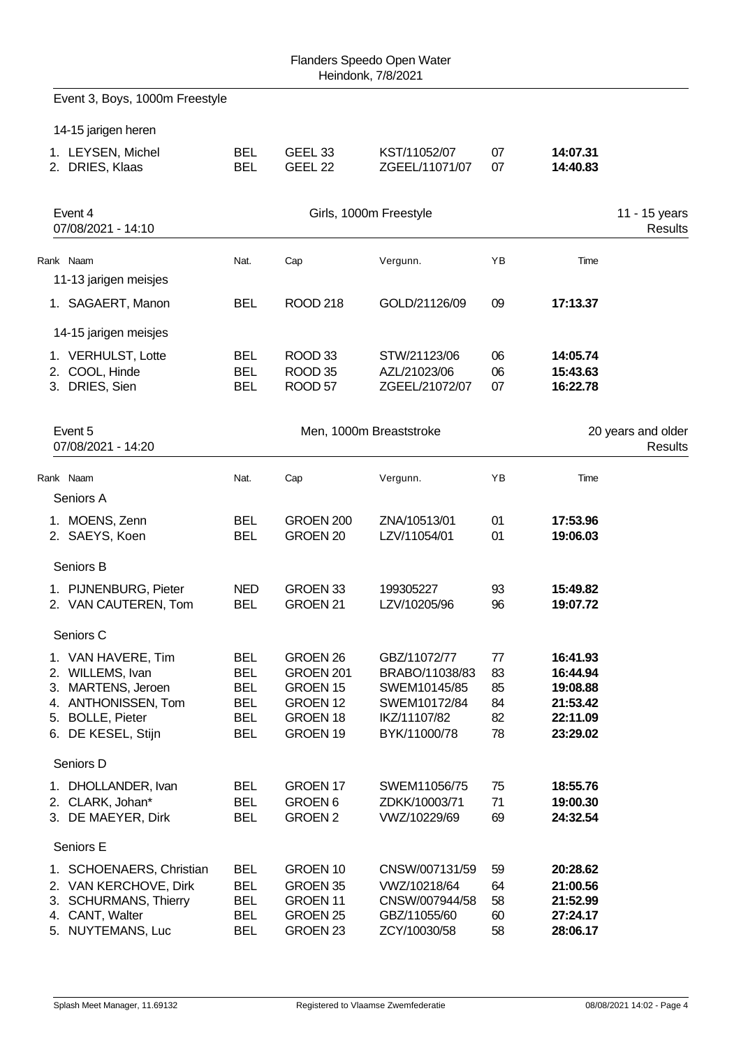Event 3, Boys, 1000m Freestyle

14-15 jarigen heren

| Rank | Naam | Nat. | Cap | Vergunn. | YB | Time |
|---|---|---|---|---|---|---|
| 1. | LEYSEN, Michel | BEL | GEEL 33 | KST/11052/07 | 07 | **14:07.31** |
| 2. | DRIES, Klaas | BEL | GEEL 22 | ZGEEL/11071/07 | 07 | **14:40.83** |

## Event 4 — Girls, 1000m Freestyle — 11 - 15 years

07/08/2021 - 14:10 — Results

| Rank | Naam | Nat. | Cap | Vergunn. | YB | Time |
|---|---|---|---|---|---|---|
| | **11-13 jarigen meisjes** | | | | | |
| 1. | SAGAERT, Manon | BEL | ROOD 218 | GOLD/21126/09 | 09 | **17:13.37** |
| | **14-15 jarigen meisjes** | | | | | |
| 1. | VERHULST, Lotte | BEL | ROOD 33 | STW/21123/06 | 06 | **14:05.74** |
| 2. | COOL, Hinde | BEL | ROOD 35 | AZL/21023/06 | 06 | **15:43.63** |
| 3. | DRIES, Sien | BEL | ROOD 57 | ZGEEL/21072/07 | 07 | **16:22.78** |

## Event 5 — Men, 1000m Breaststroke — 20 years and older

07/08/2021 - 14:20 — Results

| Rank | Naam | Nat. | Cap | Vergunn. | YB | Time |
|---|---|---|---|---|---|---|
| | **Seniors A** | | | | | |
| 1. | MOENS, Zenn | BEL | GROEN 200 | ZNA/10513/01 | 01 | **17:53.96** |
| 2. | SAEYS, Koen | BEL | GROEN 20 | LZV/11054/01 | 01 | **19:06.03** |
| | **Seniors B** | | | | | |
| 1. | PIJNENBURG, Pieter | NED | GROEN 33 | 199305227 | 93 | **15:49.82** |
| 2. | VAN CAUTEREN, Tom | BEL | GROEN 21 | LZV/10205/96 | 96 | **19:07.72** |
| | **Seniors C** | | | | | |
| 1. | VAN HAVERE, Tim | BEL | GROEN 26 | GBZ/11072/77 | 77 | **16:41.93** |
| 2. | WILLEMS, Ivan | BEL | GROEN 201 | BRABO/11038/83 | 83 | **16:44.94** |
| 3. | MARTENS, Jeroen | BEL | GROEN 15 | SWEM10145/85 | 85 | **19:08.88** |
| 4. | ANTHONISSEN, Tom | BEL | GROEN 12 | SWEM10172/84 | 84 | **21:53.42** |
| 5. | BOLLE, Pieter | BEL | GROEN 18 | IKZ/11107/82 | 82 | **22:11.09** |
| 6. | DE KESEL, Stijn | BEL | GROEN 19 | BYK/11000/78 | 78 | **23:29.02** |
| | **Seniors D** | | | | | |
| 1. | DHOLLANDER, Ivan | BEL | GROEN 17 | SWEM11056/75 | 75 | **18:55.76** |
| 2. | CLARK, Johan* | BEL | GROEN 6 | ZDKK/10003/71 | 71 | **19:00.30** |
| 3. | DE MAEYER, Dirk | BEL | GROEN 2 | VWZ/10229/69 | 69 | **24:32.54** |
| | **Seniors E** | | | | | |
| 1. | SCHOENAERS, Christian | BEL | GROEN 10 | CNSW/007131/59 | 59 | **20:28.62** |
| 2. | VAN KERCHOVE, Dirk | BEL | GROEN 35 | VWZ/10218/64 | 64 | **21:00.56** |
| 3. | SCHURMANS, Thierry | BEL | GROEN 11 | CNSW/007944/58 | 58 | **21:52.99** |
| 4. | CANT, Walter | BEL | GROEN 25 | GBZ/11055/60 | 60 | **27:24.17** |
| 5. | NUYTEMANS, Luc | BEL | GROEN 23 | ZCY/10030/58 | 58 | **28:06.17** |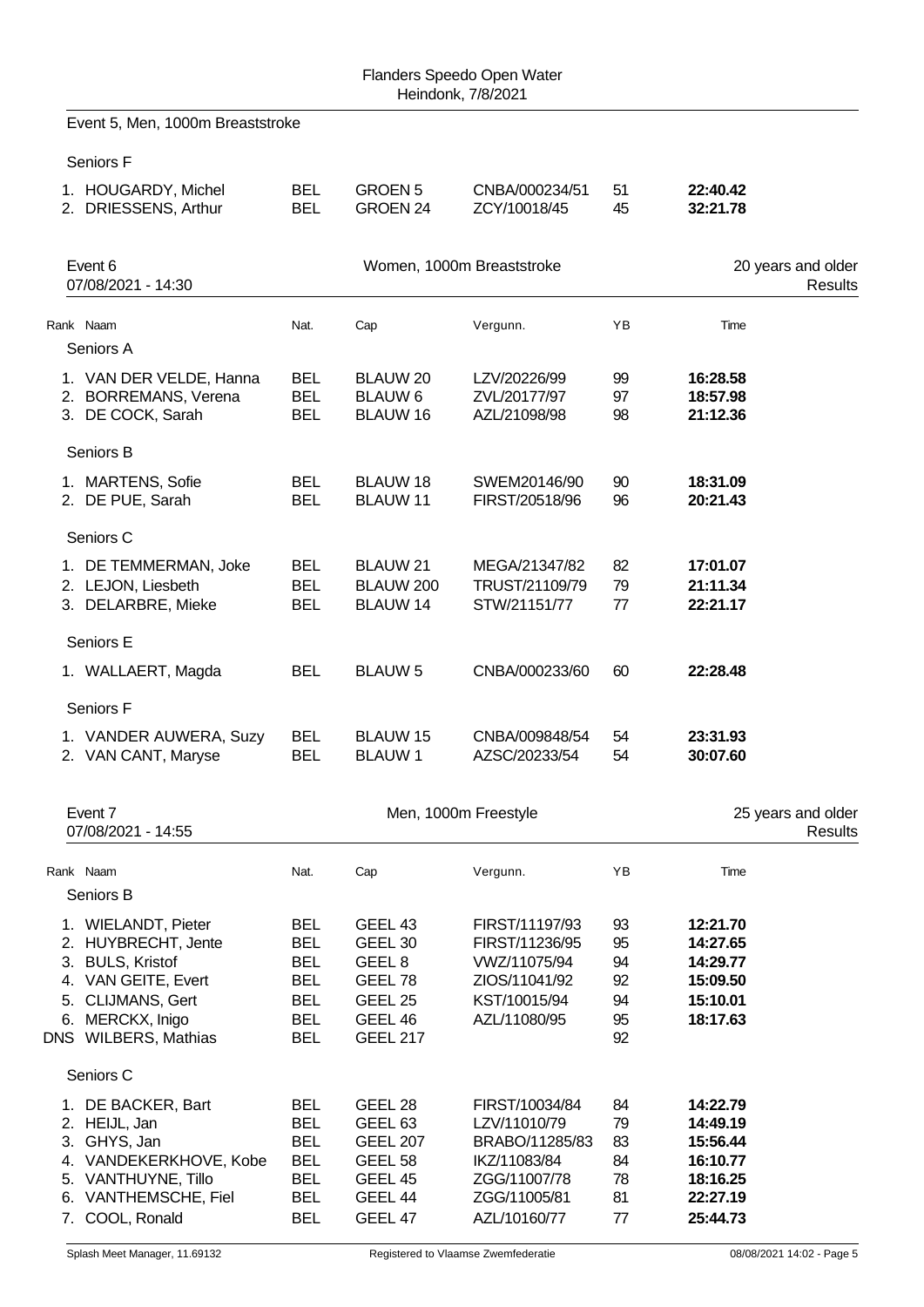Flanders Speedo Open Water
Heindonk, 7/8/2021

## Event 5, Men, 1000m Breaststroke

| Rank | Naam | Nat. | Cap | Vergunn. | YB | Time |
|---|---|---|---|---|---|---|
| **Seniors F** | | | | | | |
| 1. | HOUGARDY, Michel | BEL | GROEN 5 | CNBA/000234/51 | 51 | **22:40.42** |
| 2. | DRIESSENS, Arthur | BEL | GROEN 24 | ZCY/10018/45 | 45 | **32:21.78** |

## Event 6 — Women, 1000m Breaststroke — 20 years and older

07/08/2021 - 14:30 — Results

| Rank | Naam | Nat. | Cap | Vergunn. | YB | Time |
|---|---|---|---|---|---|---|
| **Seniors A** | | | | | | |
| 1. | VAN DER VELDE, Hanna | BEL | BLAUW 20 | LZV/20226/99 | 99 | **16:28.58** |
| 2. | BORREMANS, Verena | BEL | BLAUW 6 | ZVL/20177/97 | 97 | **18:57.98** |
| 3. | DE COCK, Sarah | BEL | BLAUW 16 | AZL/21098/98 | 98 | **21:12.36** |
| **Seniors B** | | | | | | |
| 1. | MARTENS, Sofie | BEL | BLAUW 18 | SWEM20146/90 | 90 | **18:31.09** |
| 2. | DE PUE, Sarah | BEL | BLAUW 11 | FIRST/20518/96 | 96 | **20:21.43** |
| **Seniors C** | | | | | | |
| 1. | DE TEMMERMAN, Joke | BEL | BLAUW 21 | MEGA/21347/82 | 82 | **17:01.07** |
| 2. | LEJON, Liesbeth | BEL | BLAUW 200 | TRUST/21109/79 | 79 | **21:11.34** |
| 3. | DELARBRE, Mieke | BEL | BLAUW 14 | STW/21151/77 | 77 | **22:21.17** |
| **Seniors E** | | | | | | |
| 1. | WALLAERT, Magda | BEL | BLAUW 5 | CNBA/000233/60 | 60 | **22:28.48** |
| **Seniors F** | | | | | | |
| 1. | VANDER AUWERA, Suzy | BEL | BLAUW 15 | CNBA/009848/54 | 54 | **23:31.93** |
| 2. | VAN CANT, Maryse | BEL | BLAUW 1 | AZSC/20233/54 | 54 | **30:07.60** |

## Event 7 — Men, 1000m Freestyle — 25 years and older

07/08/2021 - 14:55 — Results

| Rank | Naam | Nat. | Cap | Vergunn. | YB | Time |
|---|---|---|---|---|---|---|
| **Seniors B** | | | | | | |
| 1. | WIELANDT, Pieter | BEL | GEEL 43 | FIRST/11197/93 | 93 | **12:21.70** |
| 2. | HUYBRECHT, Jente | BEL | GEEL 30 | FIRST/11236/95 | 95 | **14:27.65** |
| 3. | BULS, Kristof | BEL | GEEL 8 | VWZ/11075/94 | 94 | **14:29.77** |
| 4. | VAN GEITE, Evert | BEL | GEEL 78 | ZIOS/11041/92 | 92 | **15:09.50** |
| 5. | CLIJMANS, Gert | BEL | GEEL 25 | KST/10015/94 | 94 | **15:10.01** |
| 6. | MERCKX, Inigo | BEL | GEEL 46 | AZL/11080/95 | 95 | **18:17.63** |
| DNS | WILBERS, Mathias | BEL | GEEL 217 | | 92 | |
| **Seniors C** | | | | | | |
| 1. | DE BACKER, Bart | BEL | GEEL 28 | FIRST/10034/84 | 84 | **14:22.79** |
| 2. | HEIJL, Jan | BEL | GEEL 63 | LZV/11010/79 | 79 | **14:49.19** |
| 3. | GHYS, Jan | BEL | GEEL 207 | BRABO/11285/83 | 83 | **15:56.44** |
| 4. | VANDEKERKHOVE, Kobe | BEL | GEEL 58 | IKZ/11083/84 | 84 | **16:10.77** |
| 5. | VANTHUYNE, Tillo | BEL | GEEL 45 | ZGG/11007/78 | 78 | **18:16.25** |
| 6. | VANTHEMSCHE, Fiel | BEL | GEEL 44 | ZGG/11005/81 | 81 | **22:27.19** |
| 7. | COOL, Ronald | BEL | GEEL 47 | AZL/10160/77 | 77 | **25:44.73** |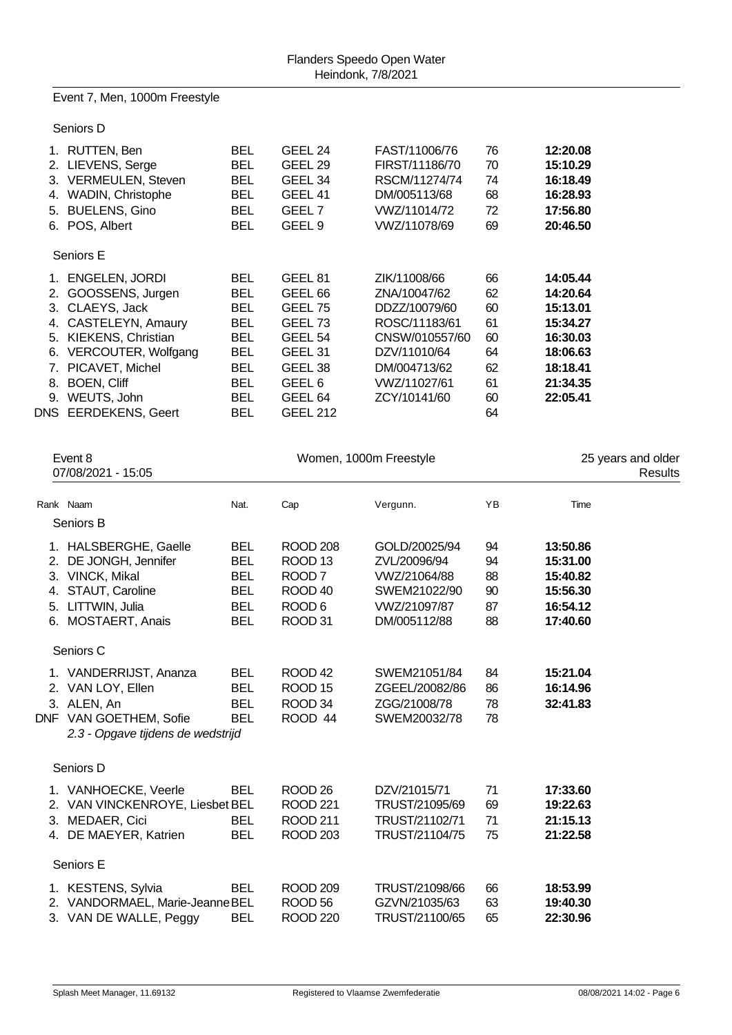Flanders Speedo Open Water
Heindonk, 7/8/2021

## Event 7, Men, 1000m Freestyle

### Seniors D

| Rank | Naam | Nat. | Cap | Vergunn. | YB | Time |
|---|---|---|---|---|---|---|
| 1. | RUTTEN, Ben | BEL | GEEL 24 | FAST/11006/76 | 76 | **12:20.08** |
| 2. | LIEVENS, Serge | BEL | GEEL 29 | FIRST/11186/70 | 70 | **15:10.29** |
| 3. | VERMEULEN, Steven | BEL | GEEL 34 | RSCM/11274/74 | 74 | **16:18.49** |
| 4. | WADIN, Christophe | BEL | GEEL 41 | DM/005113/68 | 68 | **16:28.93** |
| 5. | BUELENS, Gino | BEL | GEEL 7 | VWZ/11014/72 | 72 | **17:56.80** |
| 6. | POS, Albert | BEL | GEEL 9 | VWZ/11078/69 | 69 | **20:46.50** |

### Seniors E

| Rank | Naam | Nat. | Cap | Vergunn. | YB | Time |
|---|---|---|---|---|---|---|
| 1. | ENGELEN, JORDI | BEL | GEEL 81 | ZIK/11008/66 | 66 | **14:05.44** |
| 2. | GOOSSENS, Jurgen | BEL | GEEL 66 | ZNA/10047/62 | 62 | **14:20.64** |
| 3. | CLAEYS, Jack | BEL | GEEL 75 | DDZZ/10079/60 | 60 | **15:13.01** |
| 4. | CASTELEYN, Amaury | BEL | GEEL 73 | ROSC/11183/61 | 61 | **15:34.27** |
| 5. | KIEKENS, Christian | BEL | GEEL 54 | CNSW/010557/60 | 60 | **16:30.03** |
| 6. | VERCOUTER, Wolfgang | BEL | GEEL 31 | DZV/11010/64 | 64 | **18:06.63** |
| 7. | PICAVET, Michel | BEL | GEEL 38 | DM/004713/62 | 62 | **18:18.41** |
| 8. | BOEN, Cliff | BEL | GEEL 6 | VWZ/11027/61 | 61 | **21:34.35** |
| 9. | WEUTS, John | BEL | GEEL 64 | ZCY/10141/60 | 60 | **22:05.41** |
| DNS | EERDEKENS, Geert | BEL | GEEL 212 | | 64 | |

## Event 8 — Women, 1000m Freestyle — 25 years and older

07/08/2021 - 15:05 — Results

### Seniors B

| Rank | Naam | Nat. | Cap | Vergunn. | YB | Time |
|---|---|---|---|---|---|---|
| 1. | HALSBERGHE, Gaelle | BEL | ROOD 208 | GOLD/20025/94 | 94 | **13:50.86** |
| 2. | DE JONGH, Jennifer | BEL | ROOD 13 | ZVL/20096/94 | 94 | **15:31.00** |
| 3. | VINCK, Mikal | BEL | ROOD 7 | VWZ/21064/88 | 88 | **15:40.82** |
| 4. | STAUT, Caroline | BEL | ROOD 40 | SWEM21022/90 | 90 | **15:56.30** |
| 5. | LITTWIN, Julia | BEL | ROOD 6 | VWZ/21097/87 | 87 | **16:54.12** |
| 6. | MOSTAERT, Anais | BEL | ROOD 31 | DM/005112/88 | 88 | **17:40.60** |

### Seniors C

| Rank | Naam | Nat. | Cap | Vergunn. | YB | Time |
|---|---|---|---|---|---|---|
| 1. | VANDERRIJST, Ananza | BEL | ROOD 42 | SWEM21051/84 | 84 | **15:21.04** |
| 2. | VAN LOY, Ellen | BEL | ROOD 15 | ZGEEL/20082/86 | 86 | **16:14.96** |
| 3. | ALEN, An | BEL | ROOD 34 | ZGG/21008/78 | 78 | **32:41.83** |
| DNF | VAN GOETHEM, Sofie | BEL | ROOD 44 | SWEM20032/78 | 78 | |

*2.3 - Opgave tijdens de wedstrijd*

### Seniors D

| Rank | Naam | Nat. | Cap | Vergunn. | YB | Time |
|---|---|---|---|---|---|---|
| 1. | VANHOECKE, Veerle | BEL | ROOD 26 | DZV/21015/71 | 71 | **17:33.60** |
| 2. | VAN VINCKENROYE, Liesbet | BEL | ROOD 221 | TRUST/21095/69 | 69 | **19:22.63** |
| 3. | MEDAER, Cici | BEL | ROOD 211 | TRUST/21102/71 | 71 | **21:15.13** |
| 4. | DE MAEYER, Katrien | BEL | ROOD 203 | TRUST/21104/75 | 75 | **21:22.58** |

### Seniors E

| Rank | Naam | Nat. | Cap | Vergunn. | YB | Time |
|---|---|---|---|---|---|---|
| 1. | KESTENS, Sylvia | BEL | ROOD 209 | TRUST/21098/66 | 66 | **18:53.99** |
| 2. | VANDORMAEL, Marie-Jeanne | BEL | ROOD 56 | GZVN/21035/63 | 63 | **19:40.30** |
| 3. | VAN DE WALLE, Peggy | BEL | ROOD 220 | TRUST/21100/65 | 65 | **22:30.96** |

Splash Meet Manager, 11.69132 — Registered to Vlaamse Zwemfederatie — 08/08/2021 14:02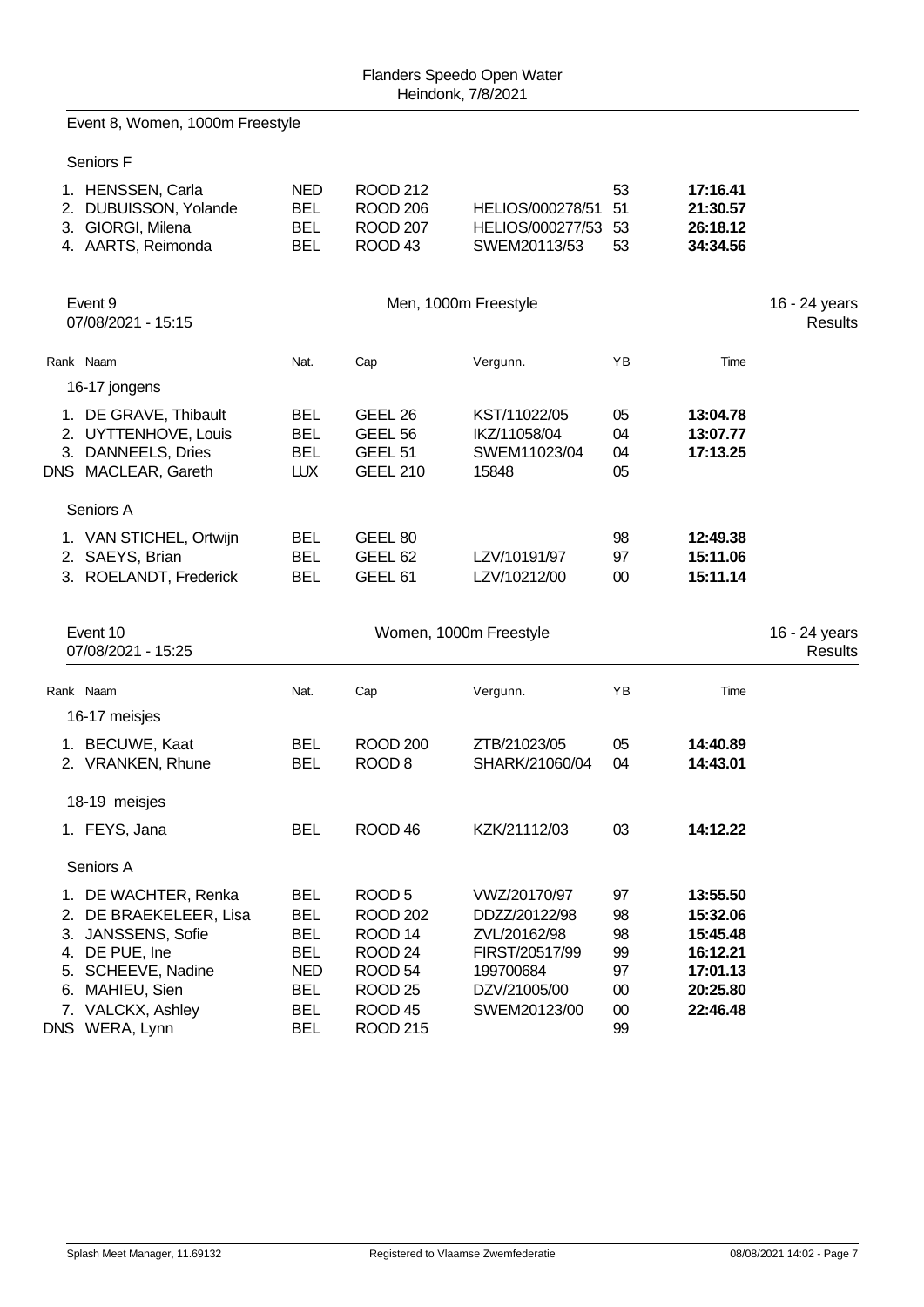Flanders Speedo Open Water
Heindonk, 7/8/2021

## Event 8, Women, 1000m Freestyle

Seniors F

| Rank | Naam | Nat. | Cap | Vergunn. | YB | Time |
|---|---|---|---|---|---|---|
| 1. | HENSSEN, Carla | NED | ROOD 212 | | 53 | **17:16.41** |
| 2. | DUBUISSON, Yolande | BEL | ROOD 206 | HELIOS/000278/51 | 51 | **21:30.57** |
| 3. | GIORGI, Milena | BEL | ROOD 207 | HELIOS/000277/53 | 53 | **26:18.12** |
| 4. | AARTS, Reimonda | BEL | ROOD 43 | SWEM20113/53 | 53 | **34:34.56** |

## Event 9 — Men, 1000m Freestyle — 16 - 24 years

07/08/2021 - 15:15 — Results

| Rank | Naam | Nat. | Cap | Vergunn. | YB | Time |
|---|---|---|---|---|---|---|
| | **16-17 jongens** | | | | | |
| 1. | DE GRAVE, Thibault | BEL | GEEL 26 | KST/11022/05 | 05 | **13:04.78** |
| 2. | UYTTENHOVE, Louis | BEL | GEEL 56 | IKZ/11058/04 | 04 | **13:07.77** |
| 3. | DANNEELS, Dries | BEL | GEEL 51 | SWEM11023/04 | 04 | **17:13.25** |
| DNS | MACLEAR, Gareth | LUX | GEEL 210 | 15848 | 05 | |
| | **Seniors A** | | | | | |
| 1. | VAN STICHEL, Ortwijn | BEL | GEEL 80 | | 98 | **12:49.38** |
| 2. | SAEYS, Brian | BEL | GEEL 62 | LZV/10191/97 | 97 | **15:11.06** |
| 3. | ROELANDT, Frederick | BEL | GEEL 61 | LZV/10212/00 | 00 | **15:11.14** |

## Event 10 — Women, 1000m Freestyle — 16 - 24 years

07/08/2021 - 15:25 — Results

| Rank | Naam | Nat. | Cap | Vergunn. | YB | Time |
|---|---|---|---|---|---|---|
| | **16-17 meisjes** | | | | | |
| 1. | BECUWE, Kaat | BEL | ROOD 200 | ZTB/21023/05 | 05 | **14:40.89** |
| 2. | VRANKEN, Rhune | BEL | ROOD 8 | SHARK/21060/04 | 04 | **14:43.01** |
| | **18-19 meisjes** | | | | | |
| 1. | FEYS, Jana | BEL | ROOD 46 | KZK/21112/03 | 03 | **14:12.22** |
| | **Seniors A** | | | | | |
| 1. | DE WACHTER, Renka | BEL | ROOD 5 | VWZ/20170/97 | 97 | **13:55.50** |
| 2. | DE BRAEKELEER, Lisa | BEL | ROOD 202 | DDZZ/20122/98 | 98 | **15:32.06** |
| 3. | JANSSENS, Sofie | BEL | ROOD 14 | ZVL/20162/98 | 98 | **15:45.48** |
| 4. | DE PUE, Ine | BEL | ROOD 24 | FIRST/20517/99 | 99 | **16:12.21** |
| 5. | SCHEEVE, Nadine | NED | ROOD 54 | 199700684 | 97 | **17:01.13** |
| 6. | MAHIEU, Sien | BEL | ROOD 25 | DZV/21005/00 | 00 | **20:25.80** |
| 7. | VALCKX, Ashley | BEL | ROOD 45 | SWEM20123/00 | 00 | **22:46.48** |
| DNS | WERA, Lynn | BEL | ROOD 215 | | 99 | |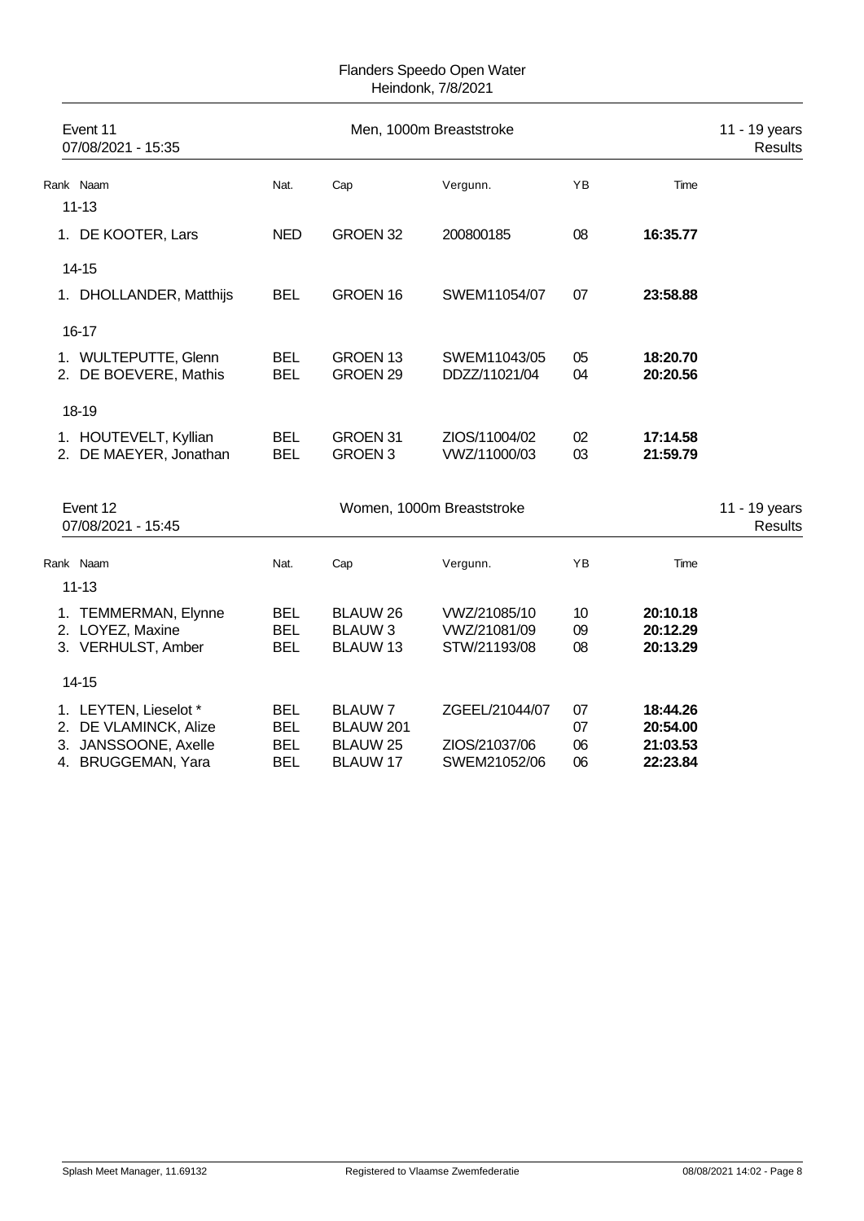Flanders Speedo Open Water
Heindonk, 7/8/2021

## Event 11 — Men, 1000m Breaststroke — 11 - 19 years

07/08/2021 - 15:35 — Results

| Rank | Naam | Nat. | Cap | Vergunn. | YB | Time |
|---|---|---|---|---|---|---|
| **11-13** | | | | | | |
| 1. | DE KOOTER, Lars | NED | GROEN 32 | 200800185 | 08 | **16:35.77** |
| **14-15** | | | | | | |
| 1. | DHOLLANDER, Matthijs | BEL | GROEN 16 | SWEM11054/07 | 07 | **23:58.88** |
| **16-17** | | | | | | |
| 1. | WULTEPUTTE, Glenn | BEL | GROEN 13 | SWEM11043/05 | 05 | **18:20.70** |
| 2. | DE BOEVERE, Mathis | BEL | GROEN 29 | DDZZ/11021/04 | 04 | **20:20.56** |
| **18-19** | | | | | | |
| 1. | HOUTEVELT, Kyllian | BEL | GROEN 31 | ZIOS/11004/02 | 02 | **17:14.58** |
| 2. | DE MAEYER, Jonathan | BEL | GROEN 3 | VWZ/11000/03 | 03 | **21:59.79** |

## Event 12 — Women, 1000m Breaststroke — 11 - 19 years

07/08/2021 - 15:45 — Results

| Rank | Naam | Nat. | Cap | Vergunn. | YB | Time |
|---|---|---|---|---|---|---|
| **11-13** | | | | | | |
| 1. | TEMMERMAN, Elynne | BEL | BLAUW 26 | VWZ/21085/10 | 10 | **20:10.18** |
| 2. | LOYEZ, Maxine | BEL | BLAUW 3 | VWZ/21081/09 | 09 | **20:12.29** |
| 3. | VERHULST, Amber | BEL | BLAUW 13 | STW/21193/08 | 08 | **20:13.29** |
| **14-15** | | | | | | |
| 1. | LEYTEN, Lieselot * | BEL | BLAUW 7 | ZGEEL/21044/07 | 07 | **18:44.26** |
| 2. | DE VLAMINCK, Alize | BEL | BLAUW 201 | | 07 | **20:54.00** |
| 3. | JANSSOONE, Axelle | BEL | BLAUW 25 | ZIOS/21037/06 | 06 | **21:03.53** |
| 4. | BRUGGEMAN, Yara | BEL | BLAUW 17 | SWEM21052/06 | 06 | **22:23.84** |